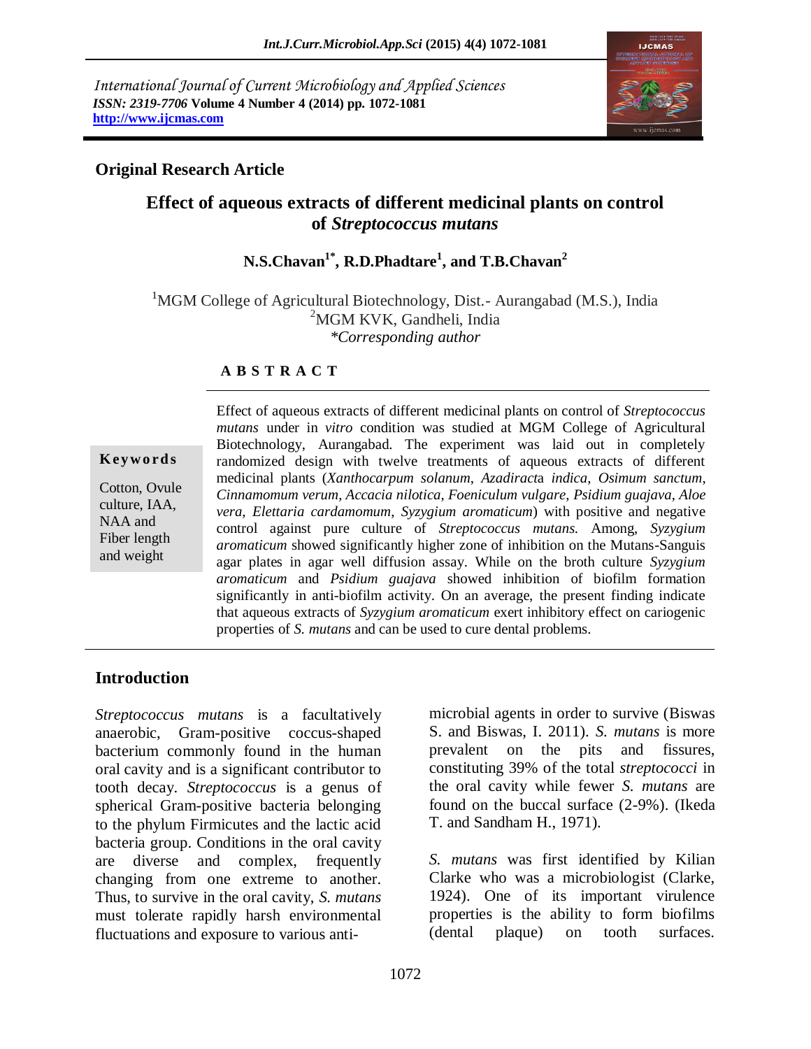International Journal of Current Microbiology and Applied Sciences
*ISSN: 2319-7706* **Volume 4 Number 4 (2014) pp. 1072-1081**
**http://www.ijcmas.com**

**Original Research Article**

# Effect of aqueous extracts of different medicinal plants on control of *Streptococcus mutans*

**N.S.Chavan[1*], R.D.Phadtare[1], and T.B.Chavan[2]**

[1]MGM College of Agricultural Biotechnology, Dist.- Aurangabad (M.S.), India
[2]MGM KVK, Gandheli, India
*\*Corresponding author*

## A B S T R A C T

**Keywords**

Cotton, Ovule culture, IAA, NAA and Fiber length and weight

Effect of aqueous extracts of different medicinal plants on control of *Streptococcus mutans* under in *vitro* condition was studied at MGM College of Agricultural Biotechnology, Aurangabad. The experiment was laid out in completely randomized design with twelve treatments of aqueous extracts of different medicinal plants (*Xanthocarpum solanum*, *Azadiracta indica*, *Osimum sanctum*, *Cinnamomum verum*, *Accacia nilotica*, *Foeniculum vulgare*, *Psidium guajava*, *Aloe vera*, *Elettaria cardamomum*, *Syzygium aromaticum*) with positive and negative control against pure culture of *Streptococcus mutans.* Among, *Syzygium aromaticum* showed significantly higher zone of inhibition on the Mutans-Sanguis agar plates in agar well diffusion assay. While on the broth culture *Syzygium aromaticum* and *Psidium guajava* showed inhibition of biofilm formation significantly in anti-biofilm activity. On an average, the present finding indicate that aqueous extracts of *Syzygium aromaticum* exert inhibitory effect on cariogenic properties of *S. mutans* and can be used to cure dental problems.

## Introduction

*Streptococcus mutans* is a facultatively anaerobic, Gram-positive coccus-shaped bacterium commonly found in the human oral cavity and is a significant contributor to tooth decay. *Streptococcus* is a genus of spherical Gram-positive bacteria belonging to the phylum Firmicutes and the lactic acid bacteria group. Conditions in the oral cavity are diverse and complex, frequently changing from one extreme to another. Thus, to survive in the oral cavity, *S. mutans* must tolerate rapidly harsh environmental fluctuations and exposure to various anti-microbial agents in order to survive (Biswas S. and Biswas, I. 2011). *S. mutans* is more prevalent on the pits and fissures, constituting 39% of the total *streptococci* in the oral cavity while fewer *S. mutans* are found on the buccal surface (2-9%). (Ikeda T. and Sandham H., 1971).

*S. mutans* was first identified by Kilian Clarke who was a microbiologist (Clarke, 1924). One of its important virulence properties is the ability to form biofilms (dental plaque) on tooth surfaces.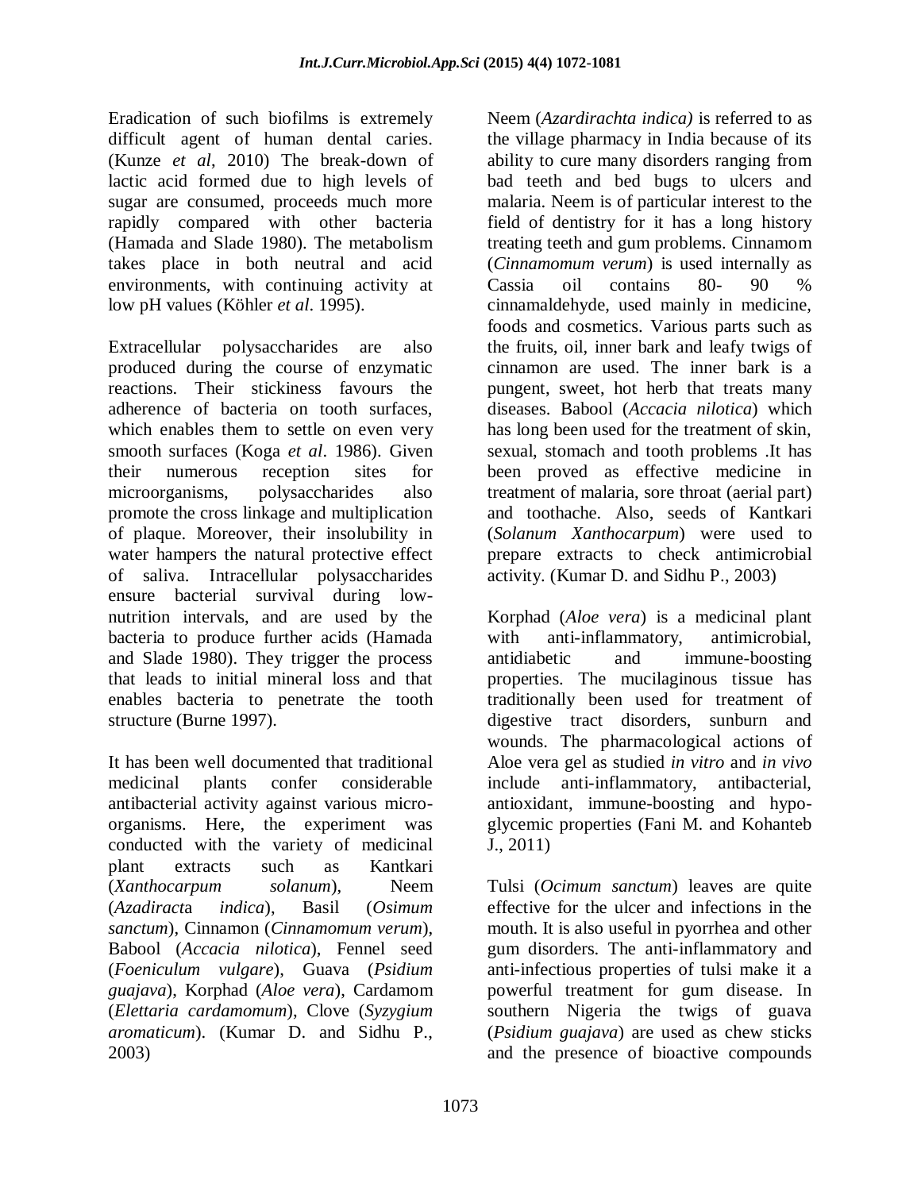Eradication of such biofilms is extremely difficult agent of human dental caries. (Kunze *et al*, 2010) The break-down of lactic acid formed due to high levels of sugar are consumed, proceeds much more rapidly compared with other bacteria (Hamada and Slade 1980). The metabolism takes place in both neutral and acid environments, with continuing activity at low pH values (Köhler *et al*. 1995).

Extracellular polysaccharides are also produced during the course of enzymatic reactions. Their stickiness favours the adherence of bacteria on tooth surfaces, which enables them to settle on even very smooth surfaces (Koga *et al*. 1986). Given their numerous reception sites for microorganisms, polysaccharides also promote the cross linkage and multiplication of plaque. Moreover, their insolubility in water hampers the natural protective effect of saliva. Intracellular polysaccharides ensure bacterial survival during low-nutrition intervals, and are used by the bacteria to produce further acids (Hamada and Slade 1980). They trigger the process that leads to initial mineral loss and that enables bacteria to penetrate the tooth structure (Burne 1997).

It has been well documented that traditional medicinal plants confer considerable antibacterial activity against various micro-organisms. Here, the experiment was conducted with the variety of medicinal plant extracts such as Kantkari (*Xanthocarpum solanum*), Neem (*Azadiracta indica*), Basil (*Osimum sanctum*), Cinnamon (*Cinnamomum verum*), Babool (*Accacia nilotica*), Fennel seed (*Foeniculum vulgare*), Guava (*Psidium guajava*), Korphad (*Aloe vera*), Cardamom (*Elettaria cardamomum*), Clove (*Syzygium aromaticum*). (Kumar D. and Sidhu P., 2003)

Neem (*Azardirachta indica)* is referred to as the village pharmacy in India because of its ability to cure many disorders ranging from bad teeth and bed bugs to ulcers and malaria. Neem is of particular interest to the field of dentistry for it has a long history treating teeth and gum problems. Cinnamom (*Cinnamomum verum*) is used internally as Cassia oil contains 80- 90 % cinnamaldehyde, used mainly in medicine, foods and cosmetics. Various parts such as the fruits, oil, inner bark and leafy twigs of cinnamon are used. The inner bark is a pungent, sweet, hot herb that treats many diseases. Babool (*Accacia nilotica*) which has long been used for the treatment of skin, sexual, stomach and tooth problems .It has been proved as effective medicine in treatment of malaria, sore throat (aerial part) and toothache. Also, seeds of Kantkari (*Solanum Xanthocarpum*) were used to prepare extracts to check antimicrobial activity. (Kumar D. and Sidhu P., 2003)

Korphad (*Aloe vera*) is a medicinal plant with anti-inflammatory, antimicrobial, antidiabetic and immune-boosting properties. The mucilaginous tissue has traditionally been used for treatment of digestive tract disorders, sunburn and wounds. The pharmacological actions of Aloe vera gel as studied *in vitro* and *in vivo* include anti-inflammatory, antibacterial, antioxidant, immune-boosting and hypo-glycemic properties (Fani M. and Kohanteb J., 2011)

Tulsi (*Ocimum sanctum*) leaves are quite effective for the ulcer and infections in the mouth. It is also useful in pyorrhea and other gum disorders. The anti-inflammatory and anti-infectious properties of tulsi make it a powerful treatment for gum disease. In southern Nigeria the twigs of guava (*Psidium guajava*) are used as chew sticks and the presence of bioactive compounds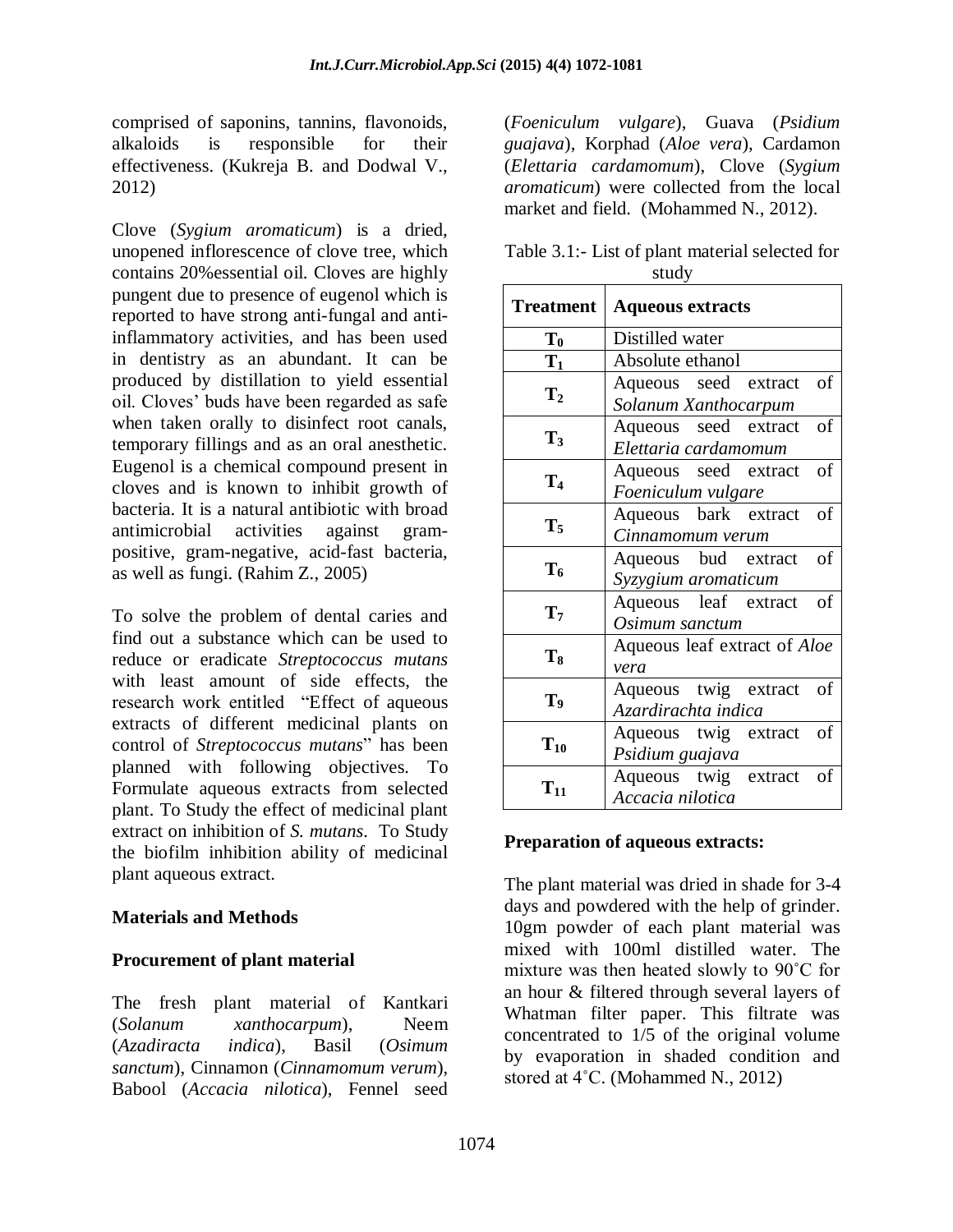comprised of saponins, tannins, flavonoids, alkaloids is responsible for their effectiveness. (Kukreja B. and Dodwal V., 2012)

Clove (*Sygium aromaticum*) is a dried, unopened inflorescence of clove tree, which contains 20%essential oil. Cloves are highly pungent due to presence of eugenol which is reported to have strong anti-fungal and anti-inflammatory activities, and has been used in dentistry as an abundant. It can be produced by distillation to yield essential oil. Cloves' buds have been regarded as safe when taken orally to disinfect root canals, temporary fillings and as an oral anesthetic. Eugenol is a chemical compound present in cloves and is known to inhibit growth of bacteria. It is a natural antibiotic with broad antimicrobial activities against gram-positive, gram-negative, acid-fast bacteria, as well as fungi. (Rahim Z., 2005)

To solve the problem of dental caries and find out a substance which can be used to reduce or eradicate *Streptococcus mutans* with least amount of side effects, the research work entitled "Effect of aqueous extracts of different medicinal plants on control of *Streptococcus mutans*" has been planned with following objectives. To Formulate aqueous extracts from selected plant. To Study the effect of medicinal plant extract on inhibition of *S. mutans*. To Study the biofilm inhibition ability of medicinal plant aqueous extract.

## Materials and Methods

### Procurement of plant material

The fresh plant material of Kantkari (*Solanum xanthocarpum*), Neem (*Azadiracta indica*), Basil (*Osimum sanctum*), Cinnamon (*Cinnamomum verum*), Babool (*Accacia nilotica*), Fennel seed (*Foeniculum vulgare*), Guava (*Psidium guajava*), Korphad (*Aloe vera*), Cardamon (*Elettaria cardamomum*), Clove (*Sygium aromaticum*) were collected from the local market and field. (Mohammed N., 2012).

Table 3.1:- List of plant material selected for study

| Treatment | Aqueous extracts |
|---|---|
| $T_0$ | Distilled water |
| $T_1$ | Absolute ethanol |
| $T_2$ | Aqueous seed extract of *Solanum Xanthocarpum* |
| $T_3$ | Aqueous seed extract of *Elettaria cardamomum* |
| $T_4$ | Aqueous seed extract of *Foeniculum vulgare* |
| $T_5$ | Aqueous bark extract of *Cinnamomum verum* |
| $T_6$ | Aqueous bud extract of *Syzygium aromaticum* |
| $T_7$ | Aqueous leaf extract of *Osimum sanctum* |
| $T_8$ | Aqueous leaf extract of *Aloe vera* |
| $T_9$ | Aqueous twig extract of *Azardirachta indica* |
| $T_{10}$ | Aqueous twig extract of *Psidium guajava* |
| $T_{11}$ | Aqueous twig extract of *Accacia nilotica* |

### Preparation of aqueous extracts:

The plant material was dried in shade for 3-4 days and powdered with the help of grinder. 10gm powder of each plant material was mixed with 100ml distilled water. The mixture was then heated slowly to 90˚C for an hour & filtered through several layers of Whatman filter paper. This filtrate was concentrated to 1/5 of the original volume by evaporation in shaded condition and stored at 4˚C. (Mohammed N., 2012)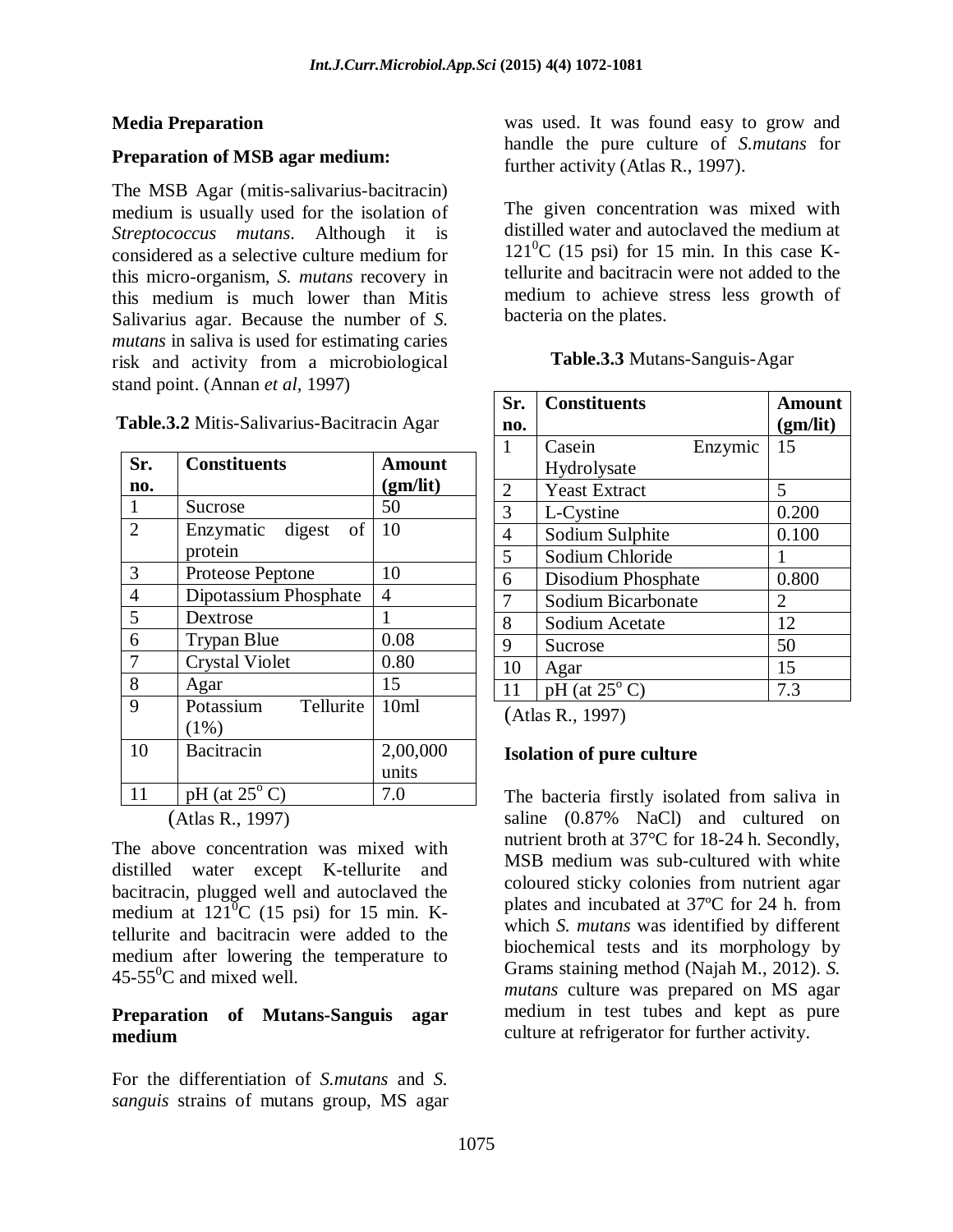### Media Preparation

#### Preparation of MSB agar medium:

The MSB Agar (mitis-salivarius-bacitracin) medium is usually used for the isolation of *Streptococcus mutans*. Although it is considered as a selective culture medium for this micro-organism, *S. mutans* recovery in this medium is much lower than Mitis Salivarius agar. Because the number of *S. mutans* in saliva is used for estimating caries risk and activity from a microbiological stand point. (Annan *et al*, 1997)

**Table.3.2** Mitis-Salivarius-Bacitracin Agar

| Sr. no. | Constituents | Amount (gm/lit) |
|---|---|---|
| 1 | Sucrose | 50 |
| 2 | Enzymatic digest of protein | 10 |
| 3 | Proteose Peptone | 10 |
| 4 | Dipotassium Phosphate | 4 |
| 5 | Dextrose | 1 |
| 6 | Trypan Blue | 0.08 |
| 7 | Crystal Violet | 0.80 |
| 8 | Agar | 15 |
| 9 | Potassium Tellurite (1%) | 10ml |
| 10 | Bacitracin | 2,00,000 units |
| 11 | pH (at $25^{o}$ C) | 7.0 |

(Atlas R., 1997)

The above concentration was mixed with distilled water except K-tellurite and bacitracin, plugged well and autoclaved the medium at $121^{0}$C (15 psi) for 15 min. K-tellurite and bacitracin were added to the medium after lowering the temperature to 45-$55^{0}$C and mixed well.

#### Preparation of Mutans-Sanguis agar medium

For the differentiation of *S.mutans* and *S. sanguis* strains of mutans group, MS agar was used. It was found easy to grow and handle the pure culture of *S.mutans* for further activity (Atlas R., 1997).

The given concentration was mixed with distilled water and autoclaved the medium at $121^{0}$C (15 psi) for 15 min. In this case K-tellurite and bacitracin were not added to the medium to achieve stress less growth of bacteria on the plates.

**Table.3.3** Mutans-Sanguis-Agar

| Sr. no. | Constituents | Amount (gm/lit) |
|---|---|---|
| 1 | Casein Enzymic Hydrolysate | 15 |
| 2 | Yeast Extract | 5 |
| 3 | L-Cystine | 0.200 |
| 4 | Sodium Sulphite | 0.100 |
| 5 | Sodium Chloride | 1 |
| 6 | Disodium Phosphate | 0.800 |
| 7 | Sodium Bicarbonate | 2 |
| 8 | Sodium Acetate | 12 |
| 9 | Sucrose | 50 |
| 10 | Agar | 15 |
| 11 | pH (at $25^{o}$ C) | 7.3 |

(Atlas R., 1997)

#### Isolation of pure culture

The bacteria firstly isolated from saliva in saline (0.87% NaCl) and cultured on nutrient broth at 37°C for 18-24 h. Secondly, MSB medium was sub-cultured with white coloured sticky colonies from nutrient agar plates and incubated at 37ºC for 24 h. from which *S. mutans* was identified by different biochemical tests and its morphology by Grams staining method (Najah M., 2012). *S. mutans* culture was prepared on MS agar medium in test tubes and kept as pure culture at refrigerator for further activity.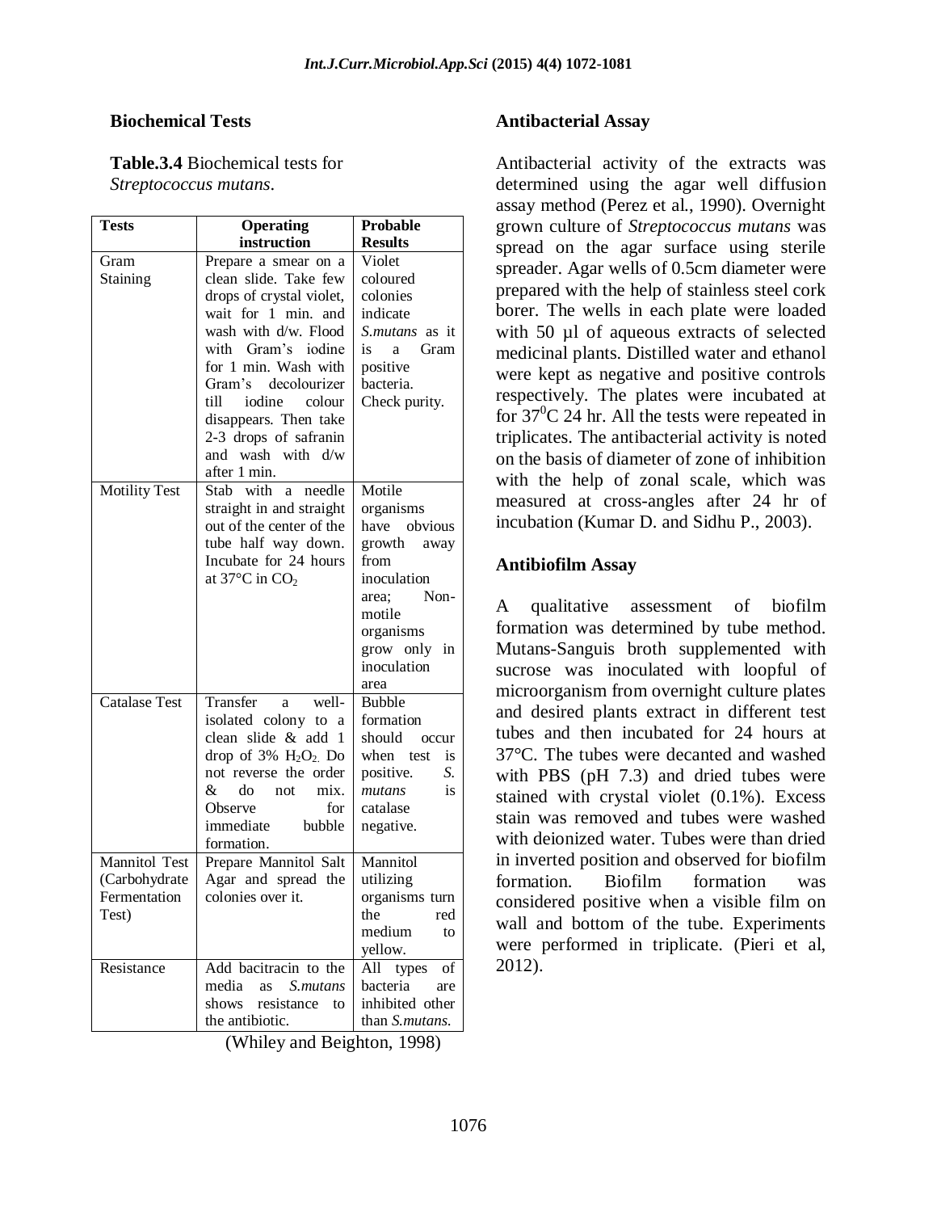### Biochemical Tests

**Table.3.4** Biochemical tests for *Streptococcus mutans*.

| Tests | Operating instruction | Probable Results |
|---|---|---|
| Gram Staining | Prepare a smear on a clean slide. Take few drops of crystal violet, wait for 1 min. and wash with d/w. Flood with Gram's iodine for 1 min. Wash with Gram's decolourizer till iodine colour disappears. Then take 2-3 drops of safranin and wash with d/w after 1 min. | Violet coloured colonies indicate *S.mutans* as it is a Gram positive bacteria. Check purity. |
| Motility Test | Stab with a needle straight in and straight out of the center of the tube half way down. Incubate for 24 hours at 37°C in $CO_2$ | Motile organisms have obvious growth away from inoculation area; Non-motile organisms grow only in inoculation area |
| Catalase Test | Transfer a well-isolated colony to a clean slide & add 1 drop of 3% $H_2O_2$. Do not reverse the order & do not mix. Observe for immediate bubble formation. | Bubble formation should occur when test is positive. *S. mutans* is catalase negative. |
| Mannitol Test (Carbohydrate Fermentation Test) | Prepare Mannitol Salt Agar and spread the colonies over it. | Mannitol utilizing organisms turn the red medium to yellow. |
| Resistance | Add bacitracin to the media as *S.mutans* shows resistance to the antibiotic. | All types of bacteria are inhibited other than *S.mutans.* |

(Whiley and Beighton, 1998)

### Antibacterial Assay

Antibacterial activity of the extracts was determined using the agar well diffusion assay method (Perez et al., 1990). Overnight grown culture of *Streptococcus mutans* was spread on the agar surface using sterile spreader. Agar wells of 0.5cm diameter were prepared with the help of stainless steel cork borer. The wells in each plate were loaded with 50 µl of aqueous extracts of selected medicinal plants. Distilled water and ethanol were kept as negative and positive controls respectively. The plates were incubated at for $37^0$C 24 hr. All the tests were repeated in triplicates. The antibacterial activity is noted on the basis of diameter of zone of inhibition with the help of zonal scale, which was measured at cross-angles after 24 hr of incubation (Kumar D. and Sidhu P., 2003).

### Antibiofilm Assay

A qualitative assessment of biofilm formation was determined by tube method. Mutans-Sanguis broth supplemented with sucrose was inoculated with loopful of microorganism from overnight culture plates and desired plants extract in different test tubes and then incubated for 24 hours at 37°C. The tubes were decanted and washed with PBS (pH 7.3) and dried tubes were stained with crystal violet (0.1%). Excess stain was removed and tubes were washed with deionized water. Tubes were than dried in inverted position and observed for biofilm formation. Biofilm formation was considered positive when a visible film on wall and bottom of the tube. Experiments were performed in triplicate. (Pieri et al, 2012).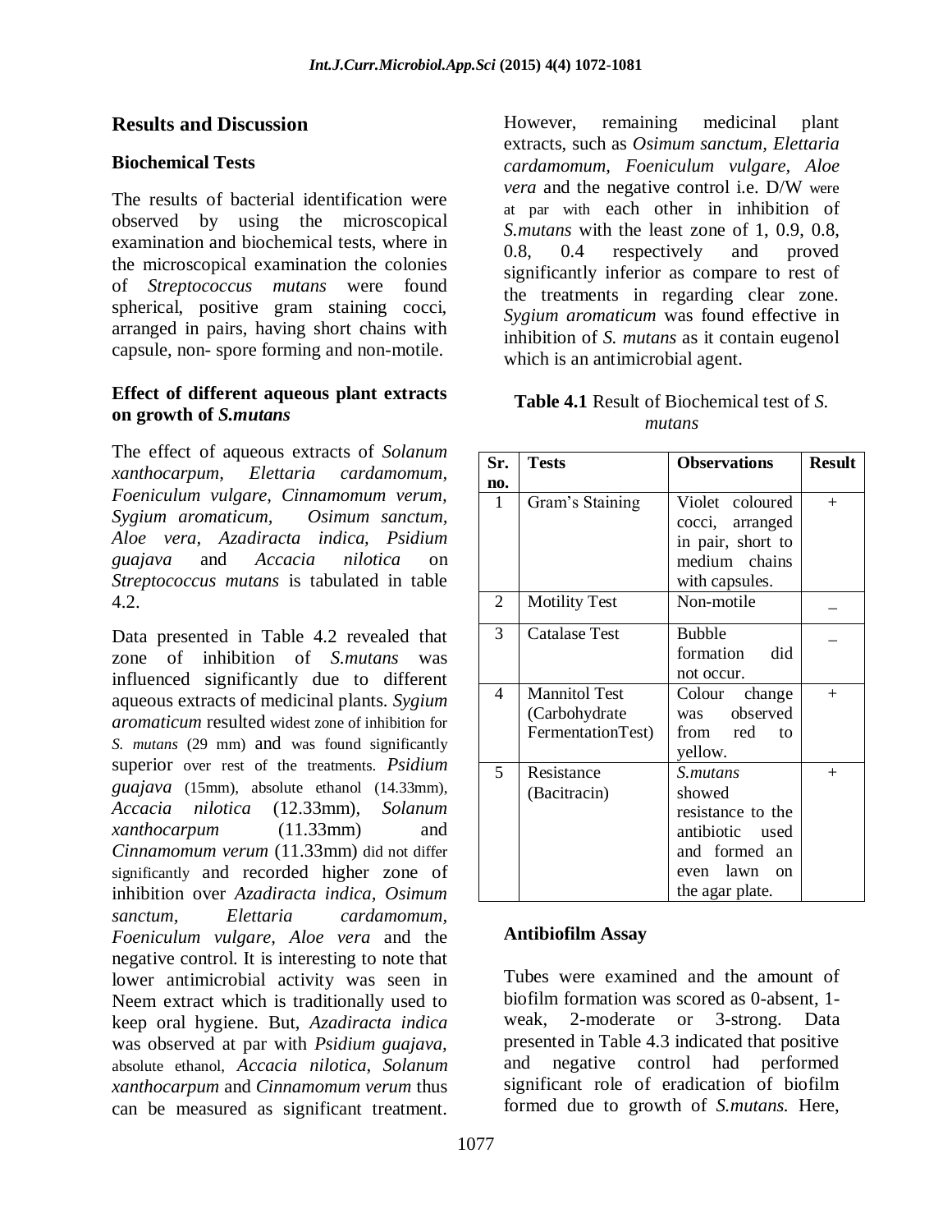## Results and Discussion

### Biochemical Tests

The results of bacterial identification were observed by using the microscopical examination and biochemical tests, where in the microscopical examination the colonies of *Streptococcus mutans* were found spherical, positive gram staining cocci, arranged in pairs, having short chains with capsule, non- spore forming and non-motile.

### Effect of different aqueous plant extracts on growth of *S.mutans*

The effect of aqueous extracts of *Solanum xanthocarpum, Elettaria cardamomum, Foeniculum vulgare, Cinnamomum verum, Sygium aromaticum, Osimum sanctum, Aloe vera, Azadiracta indica, Psidium guajava* and *Accacia nilotica* on *Streptococcus mutans* is tabulated in table 4.2.

Data presented in Table 4.2 revealed that zone of inhibition of *S.mutans* was influenced significantly due to different aqueous extracts of medicinal plants. *Sygium aromaticum* resulted widest zone of inhibition for *S. mutans* (29 mm) and was found significantly superior over rest of the treatments. *Psidium guajava* (15mm), absolute ethanol (14.33mm), *Accacia nilotica* (12.33mm), *Solanum xanthocarpum* (11.33mm) and *Cinnamomum verum* (11.33mm) did not differ significantly and recorded higher zone of inhibition over *Azadiracta indica, Osimum sanctum, Elettaria cardamomum, Foeniculum vulgare, Aloe vera* and the negative control. It is interesting to note that lower antimicrobial activity was seen in Neem extract which is traditionally used to keep oral hygiene. But, *Azadiracta indica* was observed at par with *Psidium guajava,* absolute ethanol, *Accacia nilotica, Solanum xanthocarpum* and *Cinnamomum verum* thus can be measured as significant treatment. However, remaining medicinal plant extracts, such as *Osimum sanctum, Elettaria cardamomum, Foeniculum vulgare, Aloe vera* and the negative control i.e. D/W were at par with each other in inhibition of *S.mutans* with the least zone of 1, 0.9, 0.8, 0.8, 0.4 respectively and proved significantly inferior as compare to rest of the treatments in regarding clear zone. *Sygium aromaticum* was found effective in inhibition of *S. mutans* as it contain eugenol which is an antimicrobial agent.

**Table 4.1** Result of Biochemical test of *S. mutans*

| Sr. no. | Tests | Observations | Result |
|---|---|---|---|
| 1 | Gram's Staining | Violet coloured cocci, arranged in pair, short to medium chains with capsules. | + |
| 2 | Motility Test | Non-motile | – |
| 3 | Catalase Test | Bubble formation did not occur. | – |
| 4 | Mannitol Test (Carbohydrate FermentationTest) | Colour change was observed from red to yellow. | + |
| 5 | Resistance (Bacitracin) | *S.mutans* showed resistance to the antibiotic used and formed an even lawn on the agar plate. | + |

### Antibiofilm Assay

Tubes were examined and the amount of biofilm formation was scored as 0-absent, 1-weak, 2-moderate or 3-strong. Data presented in Table 4.3 indicated that positive and negative control had performed significant role of eradication of biofilm formed due to growth of *S.mutans.* Here,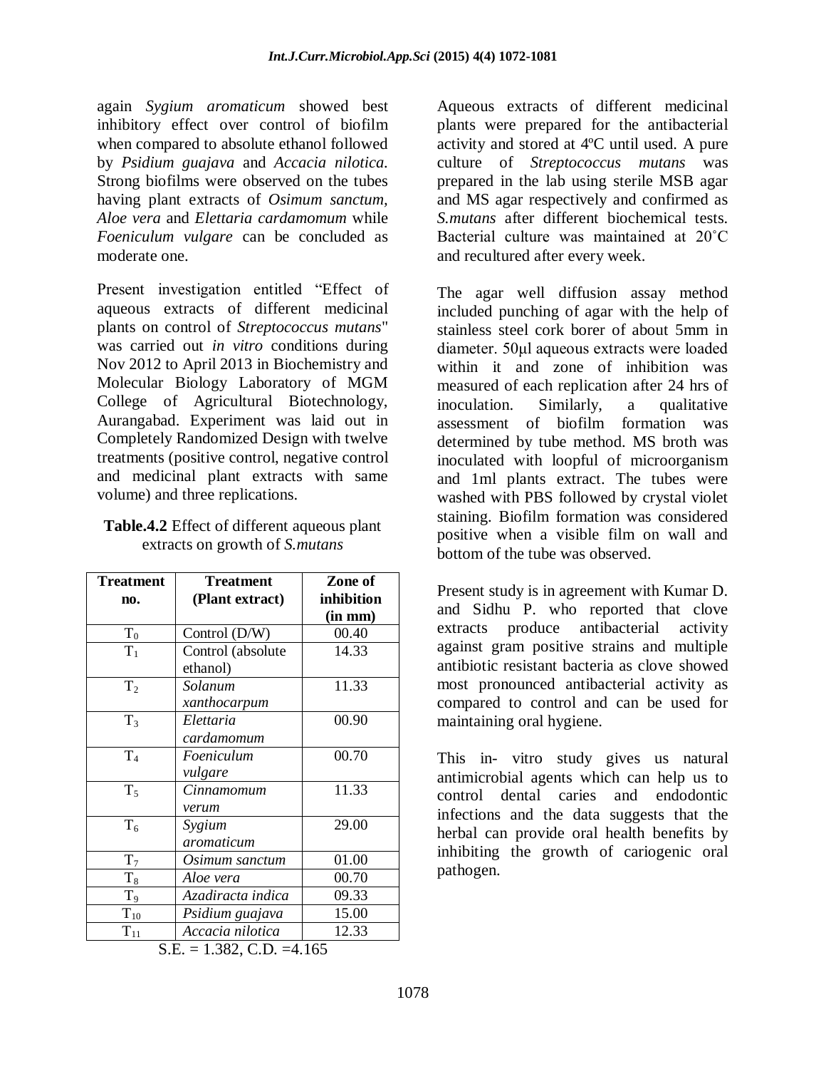again *Sygium aromaticum* showed best inhibitory effect over control of biofilm when compared to absolute ethanol followed by *Psidium guajava* and *Accacia nilotica.* Strong biofilms were observed on the tubes having plant extracts of *Osimum sanctum, Aloe vera* and *Elettaria cardamomum* while *Foeniculum vulgare* can be concluded as moderate one.

Present investigation entitled "Effect of aqueous extracts of different medicinal plants on control of *Streptococcus mutans*" was carried out *in vitro* conditions during Nov 2012 to April 2013 in Biochemistry and Molecular Biology Laboratory of MGM College of Agricultural Biotechnology, Aurangabad. Experiment was laid out in Completely Randomized Design with twelve treatments (positive control, negative control and medicinal plant extracts with same volume) and three replications.

**Table.4.2** Effect of different aqueous plant extracts on growth of *S.mutans*

| Treatment no. | Treatment (Plant extract) | Zone of inhibition (in mm) |
|---|---|---|
| $T_0$ | Control (D/W) | 00.40 |
| $T_1$ | Control (absolute ethanol) | 14.33 |
| $T_2$ | *Solanum xanthocarpum* | 11.33 |
| $T_3$ | *Elettaria cardamomum* | 00.90 |
| $T_4$ | *Foeniculum vulgare* | 00.70 |
| $T_5$ | *Cinnamomum verum* | 11.33 |
| $T_6$ | *Sygium aromaticum* | 29.00 |
| $T_7$ | *Osimum sanctum* | 01.00 |
| $T_8$ | *Aloe vera* | 00.70 |
| $T_9$ | *Azadiracta indica* | 09.33 |
| $T_{10}$ | *Psidium guajava* | 15.00 |
| $T_{11}$ | *Accacia nilotica* | 12.33 |

S.E. = 1.382, C.D. =4.165

Aqueous extracts of different medicinal plants were prepared for the antibacterial activity and stored at 4ºC until used. A pure culture of *Streptococcus mutans* was prepared in the lab using sterile MSB agar and MS agar respectively and confirmed as *S.mutans* after different biochemical tests. Bacterial culture was maintained at 20˚C and recultured after every week.

The agar well diffusion assay method included punching of agar with the help of stainless steel cork borer of about 5mm in diameter. 50μl aqueous extracts were loaded within it and zone of inhibition was measured of each replication after 24 hrs of inoculation. Similarly, a qualitative assessment of biofilm formation was determined by tube method. MS broth was inoculated with loopful of microorganism and 1ml plants extract. The tubes were washed with PBS followed by crystal violet staining. Biofilm formation was considered positive when a visible film on wall and bottom of the tube was observed.

Present study is in agreement with Kumar D. and Sidhu P. who reported that clove extracts produce antibacterial activity against gram positive strains and multiple antibiotic resistant bacteria as clove showed most pronounced antibacterial activity as compared to control and can be used for maintaining oral hygiene.

This in- vitro study gives us natural antimicrobial agents which can help us to control dental caries and endodontic infections and the data suggests that the herbal can provide oral health benefits by inhibiting the growth of cariogenic oral pathogen.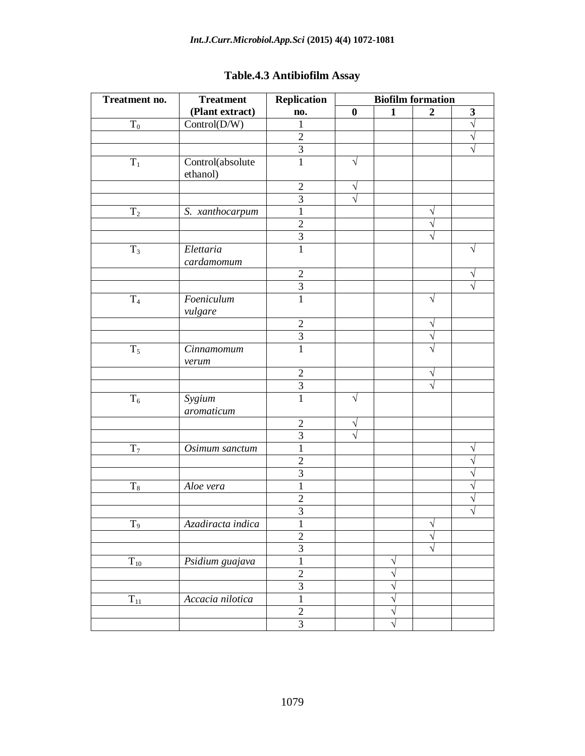**Table.4.3 Antibiofilm Assay**

| Treatment no. | Treatment (Plant extract) | Replication no. | Biofilm formation | | | |
|---|---|---|---|---|---|---|
| | | | 0 | 1 | 2 | 3 |
| $T_0$ | Control(D/W) | 1 | | | | √ |
| | | 2 | | | | √ |
| | | 3 | | | | √ |
| $T_1$ | Control(absolute ethanol) | 1 | √ | | | |
| | | 2 | √ | | | |
| | | 3 | √ | | | |
| $T_2$ | *S. xanthocarpum* | 1 | | | √ | |
| | | 2 | | | √ | |
| | | 3 | | | √ | |
| $T_3$ | *Elettaria cardamomum* | 1 | | | | √ |
| | | 2 | | | | √ |
| | | 3 | | | | √ |
| $T_4$ | *Foeniculum vulgare* | 1 | | | √ | |
| | | 2 | | | √ | |
| | | 3 | | | √ | |
| $T_5$ | *Cinnamomum verum* | 1 | | | √ | |
| | | 2 | | | √ | |
| | | 3 | | | √ | |
| $T_6$ | *Sygium aromaticum* | 1 | √ | | | |
| | | 2 | √ | | | |
| | | 3 | √ | | | |
| $T_7$ | *Osimum sanctum* | 1 | | | | √ |
| | | 2 | | | | √ |
| | | 3 | | | | √ |
| $T_8$ | *Aloe vera* | 1 | | | | √ |
| | | 2 | | | | √ |
| | | 3 | | | | √ |
| $T_9$ | *Azadiracta indica* | 1 | | | √ | |
| | | 2 | | | √ | |
| | | 3 | | | √ | |
| $T_{10}$ | *Psidium guajava* | 1 | | √ | | |
| | | 2 | | √ | | |
| | | 3 | | √ | | |
| $T_{11}$ | *Accacia nilotica* | 1 | | √ | | |
| | | 2 | | √ | | |
| | | 3 | | √ | | |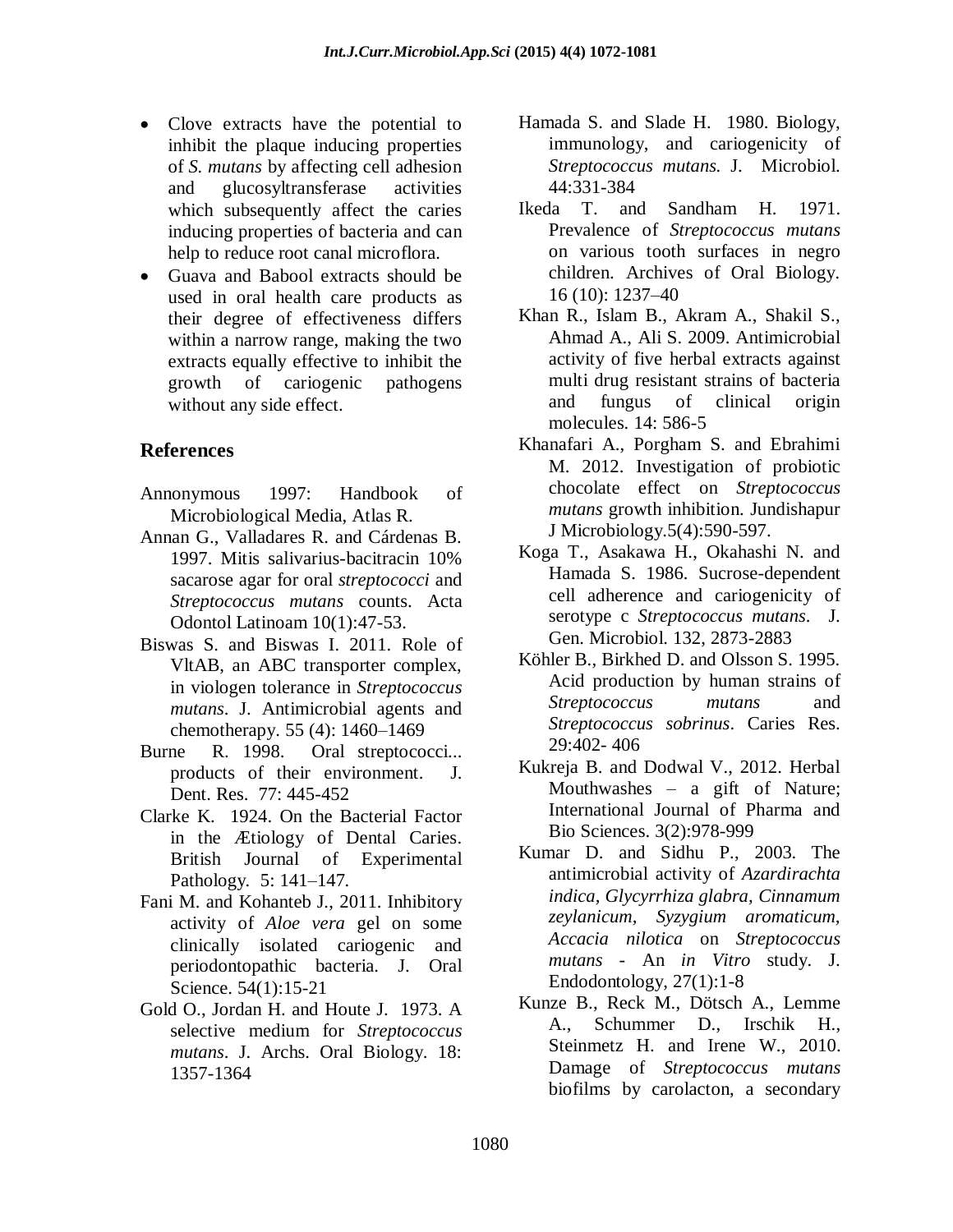- Clove extracts have the potential to inhibit the plaque inducing properties of *S. mutans* by affecting cell adhesion and glucosyltransferase activities which subsequently affect the caries inducing properties of bacteria and can help to reduce root canal microflora.
- Guava and Babool extracts should be used in oral health care products as their degree of effectiveness differs within a narrow range, making the two extracts equally effective to inhibit the growth of cariogenic pathogens without any side effect.

## References

Annonymous 1997: Handbook of Microbiological Media, Atlas R.

Annan G., Valladares R. and Cárdenas B. 1997. Mitis salivarius-bacitracin 10% sacarose agar for oral *streptococci* and *Streptococcus mutans* counts. Acta Odontol Latinoam 10(1):47-53.

Biswas S. and Biswas I. 2011. Role of VltAB, an ABC transporter complex, in viologen tolerance in *Streptococcus mutans*. J. Antimicrobial agents and chemotherapy. 55 (4): 1460–1469

Burne R. 1998. Oral streptococci... products of their environment. J. Dent. Res. 77: 445-452

Clarke K. 1924. On the Bacterial Factor in the Ætiology of Dental Caries. British Journal of Experimental Pathology. 5: 141–147.

Fani M. and Kohanteb J., 2011. Inhibitory activity of *Aloe vera* gel on some clinically isolated cariogenic and periodontopathic bacteria. J. Oral Science. 54(1):15-21

Gold O., Jordan H. and Houte J. 1973. A selective medium for *Streptococcus mutans*. J. Archs. Oral Biology. 18: 1357-1364

Hamada S. and Slade H. 1980. Biology, immunology, and cariogenicity of *Streptococcus mutans*. J. Microbiol. 44:331-384

Ikeda T. and Sandham H. 1971. Prevalence of *Streptococcus mutans* on various tooth surfaces in negro children. Archives of Oral Biology. 16 (10): 1237–40

Khan R., Islam B., Akram A., Shakil S., Ahmad A., Ali S. 2009. Antimicrobial activity of five herbal extracts against multi drug resistant strains of bacteria and fungus of clinical origin molecules. 14: 586-5

Khanafari A., Porgham S. and Ebrahimi M. 2012. Investigation of probiotic chocolate effect on *Streptococcus mutans* growth inhibition. Jundishapur J Microbiology.5(4):590-597.

Koga T., Asakawa H., Okahashi N. and Hamada S. 1986. Sucrose-dependent cell adherence and cariogenicity of serotype c *Streptococcus mutans*. J. Gen. Microbiol. 132, 2873-2883

Köhler B., Birkhed D. and Olsson S. 1995. Acid production by human strains of *Streptococcus mutans* and *Streptococcus sobrinus*. Caries Res. 29:402- 406

Kukreja B. and Dodwal V., 2012. Herbal Mouthwashes – a gift of Nature; International Journal of Pharma and Bio Sciences. 3(2):978-999

Kumar D. and Sidhu P., 2003. The antimicrobial activity of *Azardirachta indica, Glycyrrhiza glabra, Cinnamum zeylanicum, Syzygium aromaticum, Accacia nilotica* on *Streptococcus mutans* - An *in Vitro* study. J. Endodontology, 27(1):1-8

Kunze B., Reck M., Dötsch A., Lemme A., Schummer D., Irschik H., Steinmetz H. and Irene W., 2010. Damage of *Streptococcus mutans* biofilms by carolacton, a secondary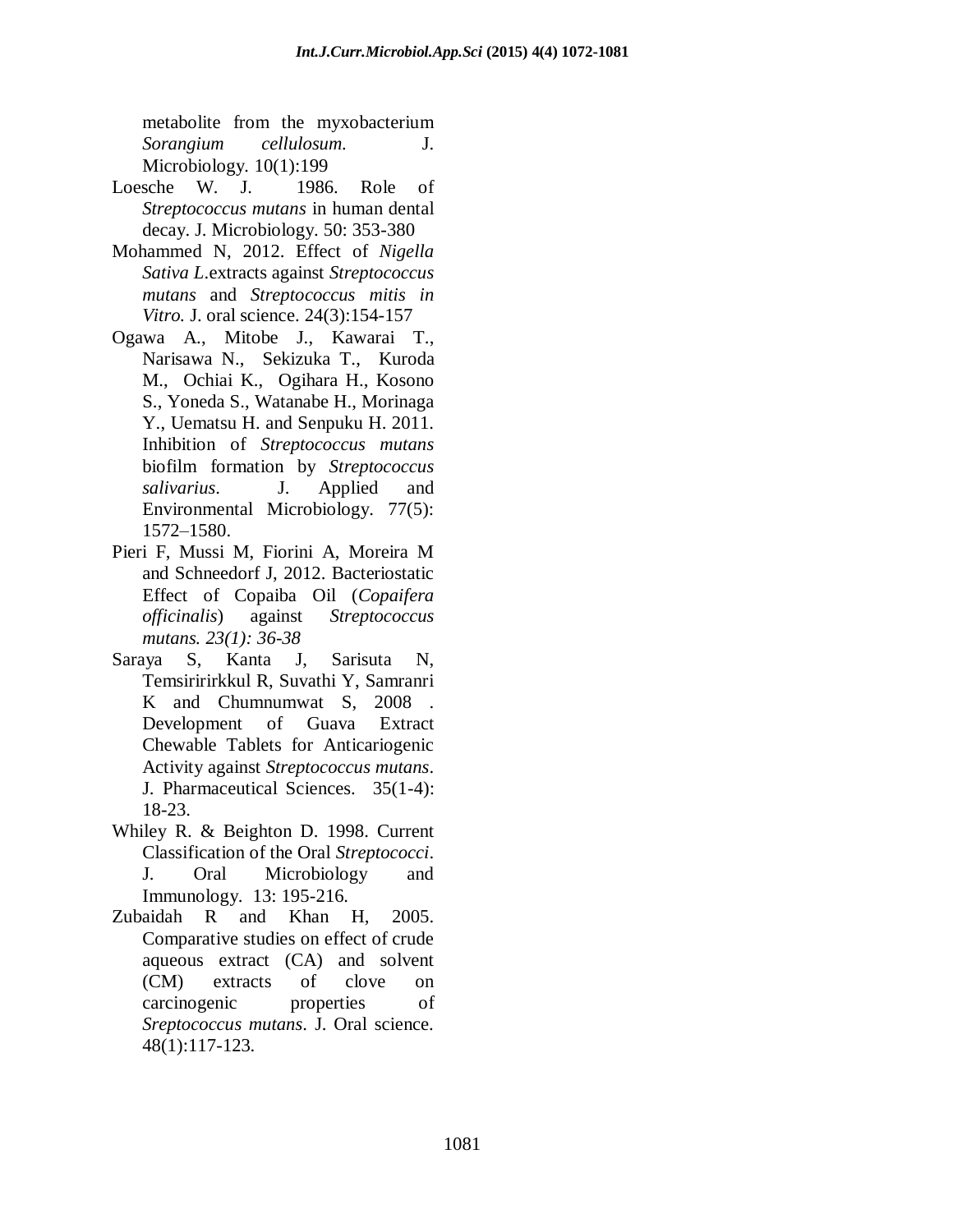metabolite from the myxobacterium *Sorangium cellulosum.* J. Microbiology. 10(1):199

Loesche W. J. 1986. Role of *Streptococcus mutans* in human dental decay. J. Microbiology. 50: 353-380

Mohammed N, 2012. Effect of *Nigella Sativa L*.extracts against *Streptococcus mutans* and *Streptococcus mitis in Vitro.* J. oral science. 24(3):154-157

Ogawa A., Mitobe J., Kawarai T., Narisawa N., Sekizuka T., Kuroda M., Ochiai K., Ogihara H., Kosono S., Yoneda S., Watanabe H., Morinaga Y., Uematsu H. and Senpuku H. 2011. Inhibition of *Streptococcus mutans* biofilm formation by *Streptococcus salivarius*. J. Applied and Environmental Microbiology. 77(5): 1572–1580.

Pieri F, Mussi M, Fiorini A, Moreira M and Schneedorf J, 2012. Bacteriostatic Effect of Copaiba Oil (*Copaifera officinalis*) against *Streptococcus mutans. 23(1): 36-38*

Saraya S, Kanta J, Sarisuta N, Temsiririrkkul R, Suvathi Y, Samranri K and Chumnumwat S, 2008 . Development of Guava Extract Chewable Tablets for Anticariogenic Activity against *Streptococcus mutans*. J. Pharmaceutical Sciences. 35(1-4): 18-23.

Whiley R. & Beighton D. 1998. Current Classification of the Oral *Streptococci*. J. Oral Microbiology and Immunology. 13: 195-216.

Zubaidah R and Khan H, 2005. Comparative studies on effect of crude aqueous extract (CA) and solvent (CM) extracts of clove on carcinogenic properties of *Sreptococcus mutans*. J. Oral science. 48(1):117-123.